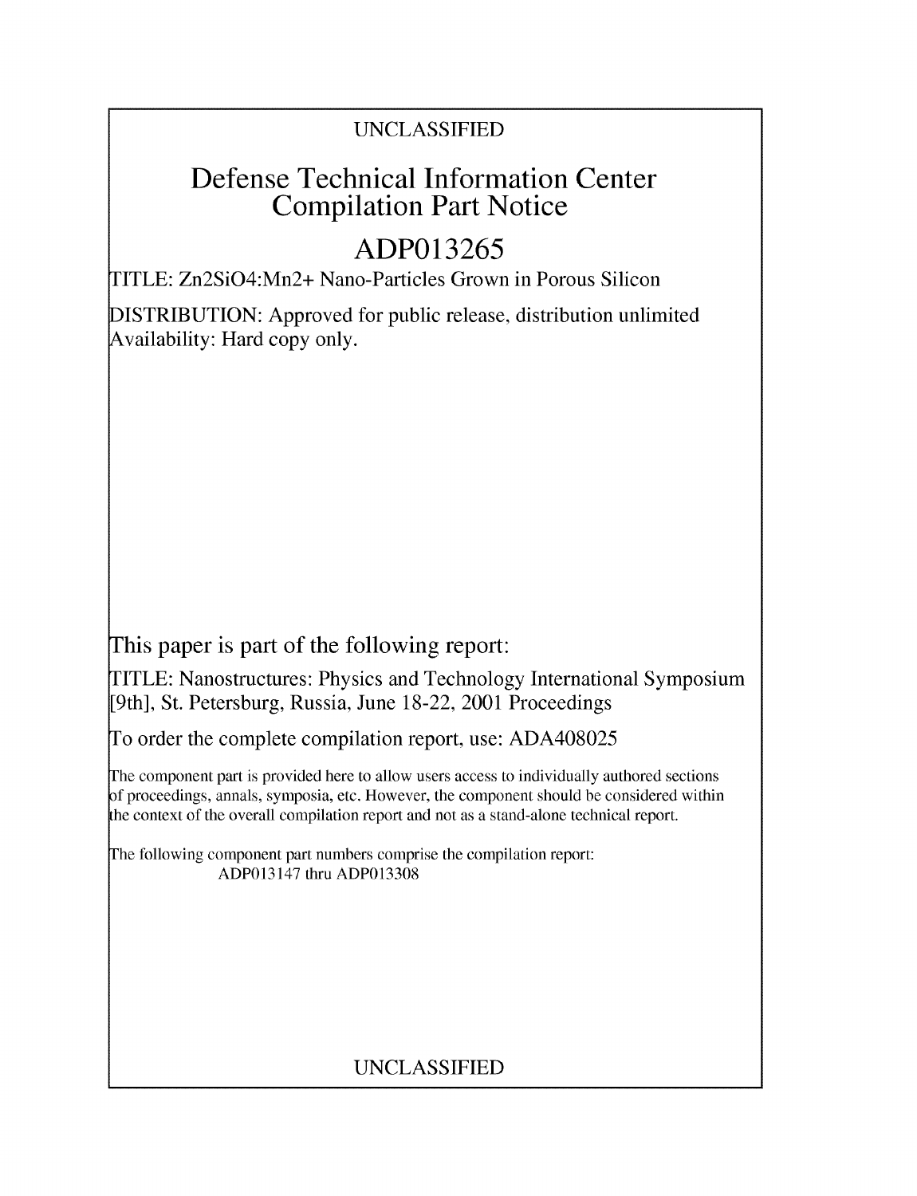UNCLASSIFIED

# Defense Technical Information Center Compilation Part Notice

## ADP013265

TITLE: Zn2SiO4:Mn2+ Nano-Particles Grown in Porous Silicon

DISTRIBUTION: Approved for public release, distribution unlimited
Availability: Hard copy only.

This paper is part of the following report:

TITLE: Nanostructures: Physics and Technology International Symposium [9th], St. Petersburg, Russia, June 18-22, 2001 Proceedings

To order the complete compilation report, use: ADA408025

The component part is provided here to allow users access to individually authored sections of proceedings, annals, symposia, etc. However, the component should be considered within the context of the overall compilation report and not as a stand-alone technical report.

The following component part numbers comprise the compilation report:
ADP013147 thru ADP013308

UNCLASSIFIED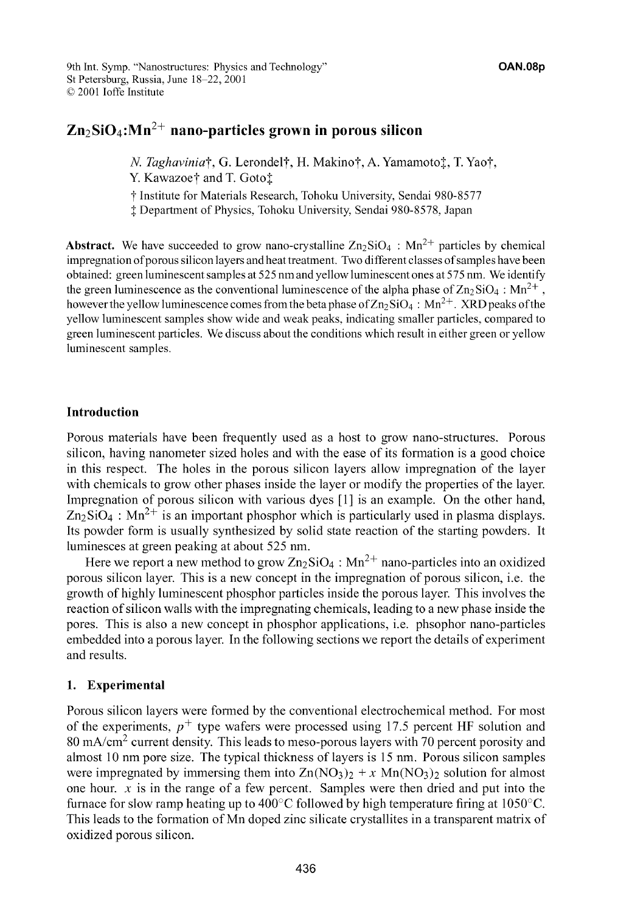# $Zn_2SiO_4$:$Mn^{2+}$ nano-particles grown in porous silicon

*N. Taghavinia*†, G. Lerondel†, H. Makino†, A. Yamamoto‡, T. Yao†, Y. Kawazoe† and T. Goto‡

† Institute for Materials Research, Tohoku University, Sendai 980-8577
‡ Department of Physics, Tohoku University, Sendai 980-8578, Japan

**Abstract.** We have succeeded to grow nano-crystalline $Zn_2SiO_4$ : $Mn^{2+}$ particles by chemical impregnation of porous silicon layers and heat treatment. Two different classes of samples have been obtained: green luminescent samples at 525 nm and yellow luminescent ones at 575 nm. We identify the green luminescence as the conventional luminescence of the alpha phase of $Zn_2SiO_4$ : $Mn^{2+}$, however the yellow luminescence comes from the beta phase of $Zn_2SiO_4$ : $Mn^{2+}$. XRD peaks of the yellow luminescent samples show wide and weak peaks, indicating smaller particles, compared to green luminescent particles. We discuss about the conditions which result in either green or yellow luminescent samples.

## Introduction

Porous materials have been frequently used as a host to grow nano-structures. Porous silicon, having nanometer sized holes and with the ease of its formation is a good choice in this respect. The holes in the porous silicon layers allow impregnation of the layer with chemicals to grow other phases inside the layer or modify the properties of the layer. Impregnation of porous silicon with various dyes [1] is an example. On the other hand, $Zn_2SiO_4$ : $Mn^{2+}$ is an important phosphor which is particularly used in plasma displays. Its powder form is usually synthesized by solid state reaction of the starting powders. It luminesces at green peaking at about 525 nm.

Here we report a new method to grow $Zn_2SiO_4$ : $Mn^{2+}$ nano-particles into an oxidized porous silicon layer. This is a new concept in the impregnation of porous silicon, i.e. the growth of highly luminescent phosphor particles inside the porous layer. This involves the reaction of silicon walls with the impregnating chemicals, leading to a new phase inside the pores. This is also a new concept in phosphor applications, i.e. phsophor nano-particles embedded into a porous layer. In the following sections we report the details of experiment and results.

## 1. Experimental

Porous silicon layers were formed by the conventional electrochemical method. For most of the experiments, $p^+$ type wafers were processed using 17.5 percent HF solution and 80 mA/cm$^2$ current density. This leads to meso-porous layers with 70 percent porosity and almost 10 nm pore size. The typical thickness of layers is 15 nm. Porous silicon samples were impregnated by immersing them into $Zn(NO_3)_2 + x\ Mn(NO_3)_2$ solution for almost one hour. $x$ is in the range of a few percent. Samples were then dried and put into the furnace for slow ramp heating up to 400°C followed by high temperature firing at 1050°C. This leads to the formation of Mn doped zinc silicate crystallites in a transparent matrix of oxidized porous silicon.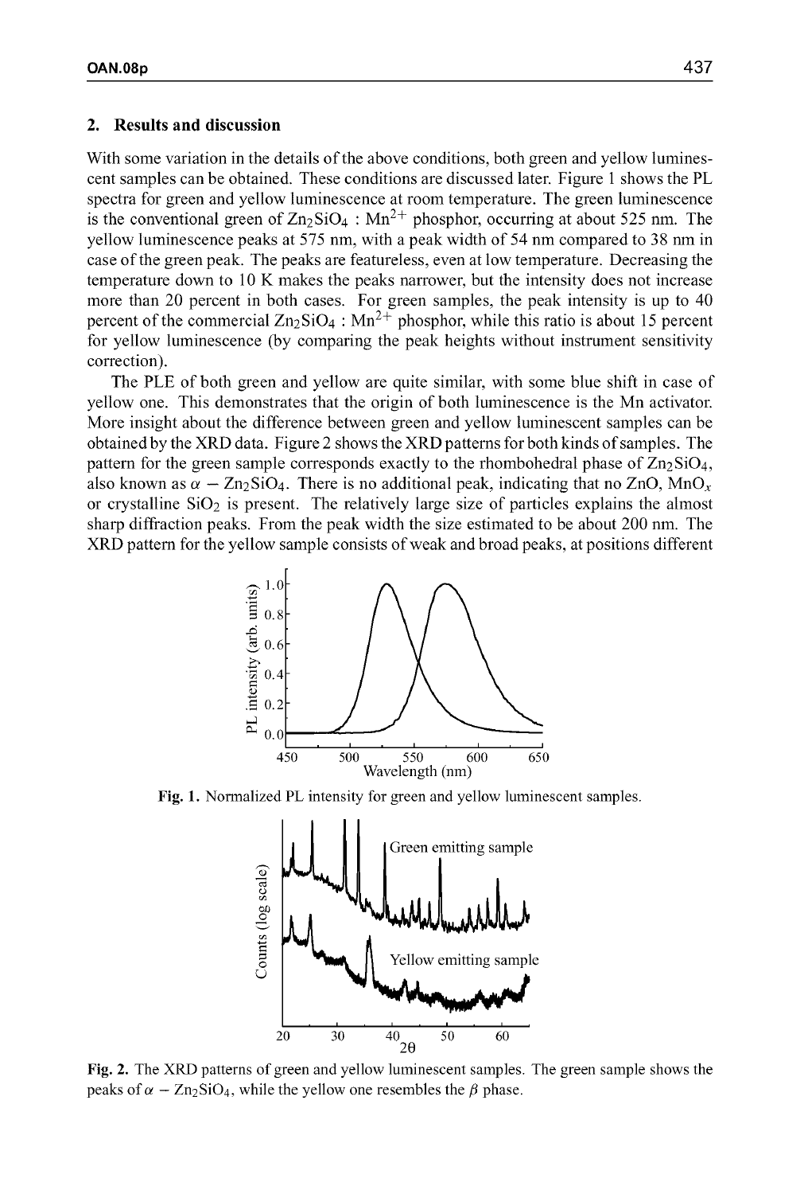## 2. Results and discussion

With some variation in the details of the above conditions, both green and yellow luminescent samples can be obtained. These conditions are discussed later. Figure 1 shows the PL spectra for green and yellow luminescence at room temperature. The green luminescence is the conventional green of $Zn_2SiO_4 : Mn^{2+}$ phosphor, occurring at about 525 nm. The yellow luminescence peaks at 575 nm, with a peak width of 54 nm compared to 38 nm in case of the green peak. The peaks are featureless, even at low temperature. Decreasing the temperature down to 10 K makes the peaks narrower, but the intensity does not increase more than 20 percent in both cases. For green samples, the peak intensity is up to 40 percent of the commercial $Zn_2SiO_4 : Mn^{2+}$ phosphor, while this ratio is about 15 percent for yellow luminescence (by comparing the peak heights without instrument sensitivity correction).

The PLE of both green and yellow are quite similar, with some blue shift in case of yellow one. This demonstrates that the origin of both luminescence is the Mn activator. More insight about the difference between green and yellow luminescent samples can be obtained by the XRD data. Figure 2 shows the XRD patterns for both kinds of samples. The pattern for the green sample corresponds exactly to the rhombohedral phase of $Zn_2SiO_4$, also known as $\alpha - Zn_2SiO_4$. There is no additional peak, indicating that no ZnO, $MnO_x$ or crystalline $SiO_2$ is present. The relatively large size of particles explains the almost sharp diffraction peaks. From the peak width the size estimated to be about 200 nm. The XRD pattern for the yellow sample consists of weak and broad peaks, at positions different

**Fig. 1.** Normalized PL intensity for green and yellow luminescent samples.

**Fig. 2.** The XRD patterns of green and yellow luminescent samples. The green sample shows the peaks of $\alpha - Zn_2SiO_4$, while the yellow one resembles the $\beta$ phase.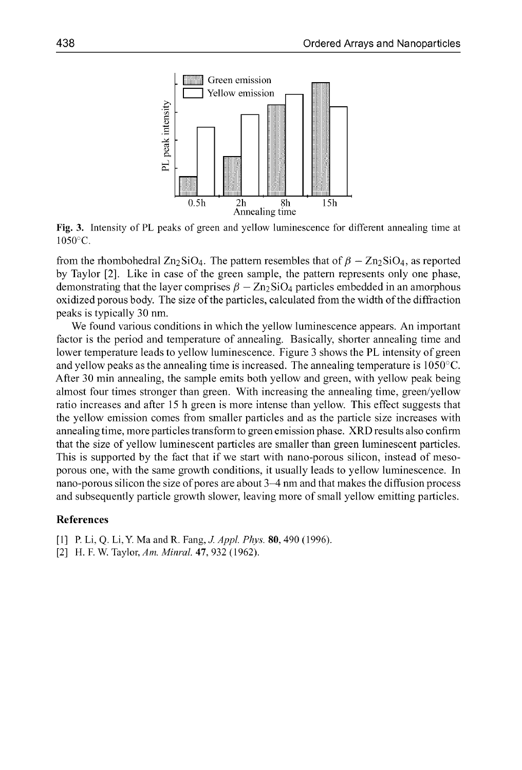Green emission

Yellow emission

PL peak intensity

0.5h

2h

8h

15h

Annealing time

**Fig. 3.** Intensity of PL peaks of green and yellow luminescence for different annealing time at 1050°C.

from the rhombohedral $Zn_2SiO_4$. The pattern resembles that of $\beta - Zn_2SiO_4$, as reported by Taylor [2]. Like in case of the green sample, the pattern represents only one phase, demonstrating that the layer comprises $\beta - Zn_2SiO_4$ particles embedded in an amorphous oxidized porous body. The size of the particles, calculated from the width of the diffraction peaks is typically 30 nm.

We found various conditions in which the yellow luminescence appears. An important factor is the period and temperature of annealing. Basically, shorter annealing time and lower temperature leads to yellow luminescence. Figure 3 shows the PL intensity of green and yellow peaks as the annealing time is increased. The annealing temperature is 1050°C. After 30 min annealing, the sample emits both yellow and green, with yellow peak being almost four times stronger than green. With increasing the annealing time, green/yellow ratio increases and after 15 h green is more intense than yellow. This effect suggests that the yellow emission comes from smaller particles and as the particle size increases with annealing time, more particles transform to green emission phase. XRD results also confirm that the size of yellow luminescent particles are smaller than green luminescent particles. This is supported by the fact that if we start with nano-porous silicon, instead of meso-porous one, with the same growth conditions, it usually leads to yellow luminescence. In nano-porous silicon the size of pores are about 3–4 nm and that makes the diffusion process and subsequently particle growth slower, leaving more of small yellow emitting particles.

## References

[1] P. Li, Q. Li, Y. Ma and R. Fang, *J. Appl. Phys.* **80**, 490 (1996).

[2] H. F. W. Taylor, *Am. Minral.* **47**, 932 (1962).